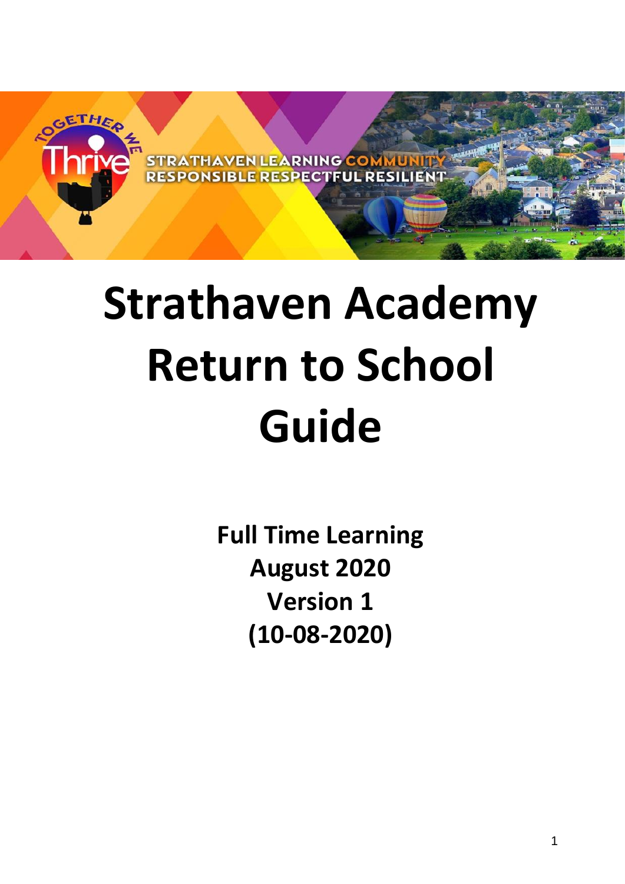# Strathaven Academy Return to School Guide

**Full Time Learning**
**August 2020**
**Version 1**
**(10-08-2020)**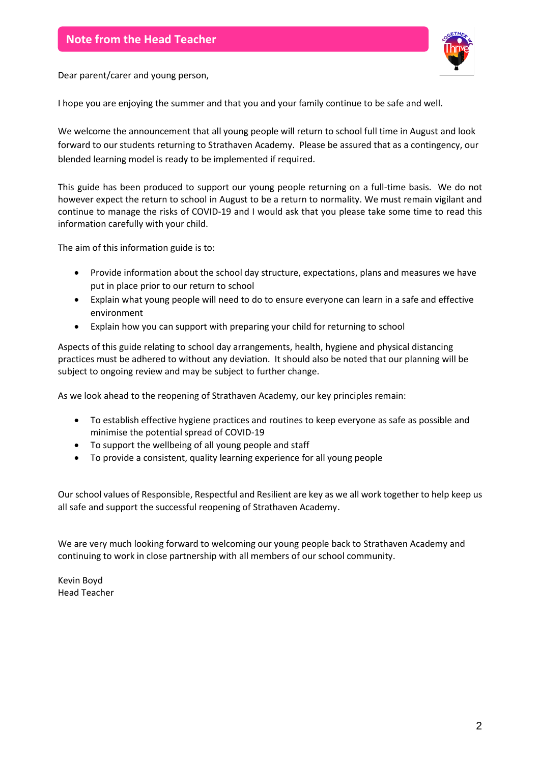## Note from the Head Teacher

Dear parent/carer and young person,

I hope you are enjoying the summer and that you and your family continue to be safe and well.

We welcome the announcement that all young people will return to school full time in August and look forward to our students returning to Strathaven Academy. Please be assured that as a contingency, our blended learning model is ready to be implemented if required.

This guide has been produced to support our young people returning on a full-time basis. We do not however expect the return to school in August to be a return to normality. We must remain vigilant and continue to manage the risks of COVID-19 and I would ask that you please take some time to read this information carefully with your child.

The aim of this information guide is to:

- Provide information about the school day structure, expectations, plans and measures we have put in place prior to our return to school
- Explain what young people will need to do to ensure everyone can learn in a safe and effective environment
- Explain how you can support with preparing your child for returning to school

Aspects of this guide relating to school day arrangements, health, hygiene and physical distancing practices must be adhered to without any deviation. It should also be noted that our planning will be subject to ongoing review and may be subject to further change.

As we look ahead to the reopening of Strathaven Academy, our key principles remain:

- To establish effective hygiene practices and routines to keep everyone as safe as possible and minimise the potential spread of COVID-19
- To support the wellbeing of all young people and staff
- To provide a consistent, quality learning experience for all young people

Our school values of Responsible, Respectful and Resilient are key as we all work together to help keep us all safe and support the successful reopening of Strathaven Academy.

We are very much looking forward to welcoming our young people back to Strathaven Academy and continuing to work in close partnership with all members of our school community.

Kevin Boyd
Head Teacher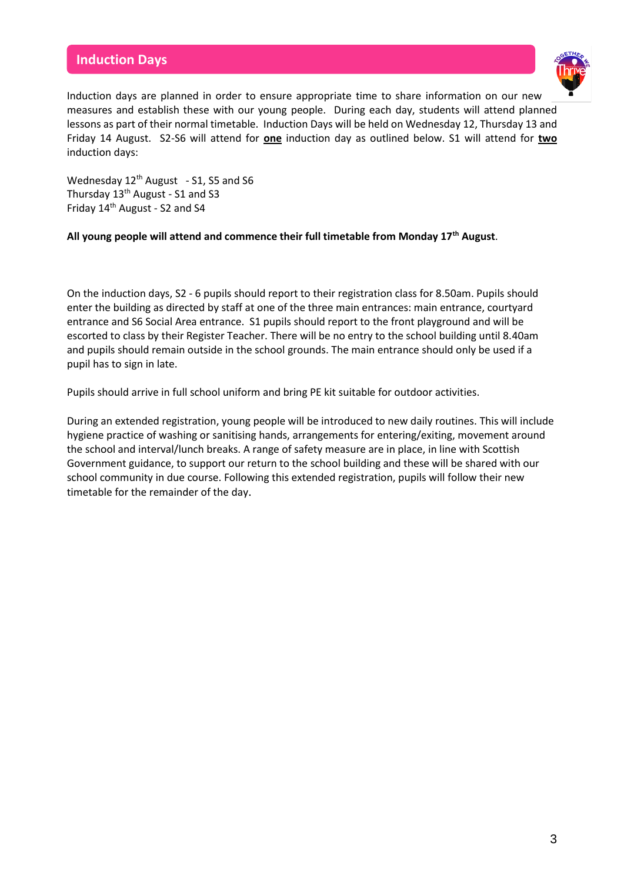## Induction Days

Induction days are planned in order to ensure appropriate time to share information on our new measures and establish these with our young people. During each day, students will attend planned lessons as part of their normal timetable. Induction Days will be held on Wednesday 12, Thursday 13 and Friday 14 August. S2-S6 will attend for **one** induction day as outlined below. S1 will attend for **two** induction days:

Wednesday 12th August - S1, S5 and S6
Thursday 13th August - S1 and S3
Friday 14th August - S2 and S4

**All young people will attend and commence their full timetable from Monday 17th August**.

On the induction days, S2 - 6 pupils should report to their registration class for 8.50am. Pupils should enter the building as directed by staff at one of the three main entrances: main entrance, courtyard entrance and S6 Social Area entrance. S1 pupils should report to the front playground and will be escorted to class by their Register Teacher. There will be no entry to the school building until 8.40am and pupils should remain outside in the school grounds. The main entrance should only be used if a pupil has to sign in late.

Pupils should arrive in full school uniform and bring PE kit suitable for outdoor activities.

During an extended registration, young people will be introduced to new daily routines. This will include hygiene practice of washing or sanitising hands, arrangements for entering/exiting, movement around the school and interval/lunch breaks. A range of safety measure are in place, in line with Scottish Government guidance, to support our return to the school building and these will be shared with our school community in due course. Following this extended registration, pupils will follow their new timetable for the remainder of the day.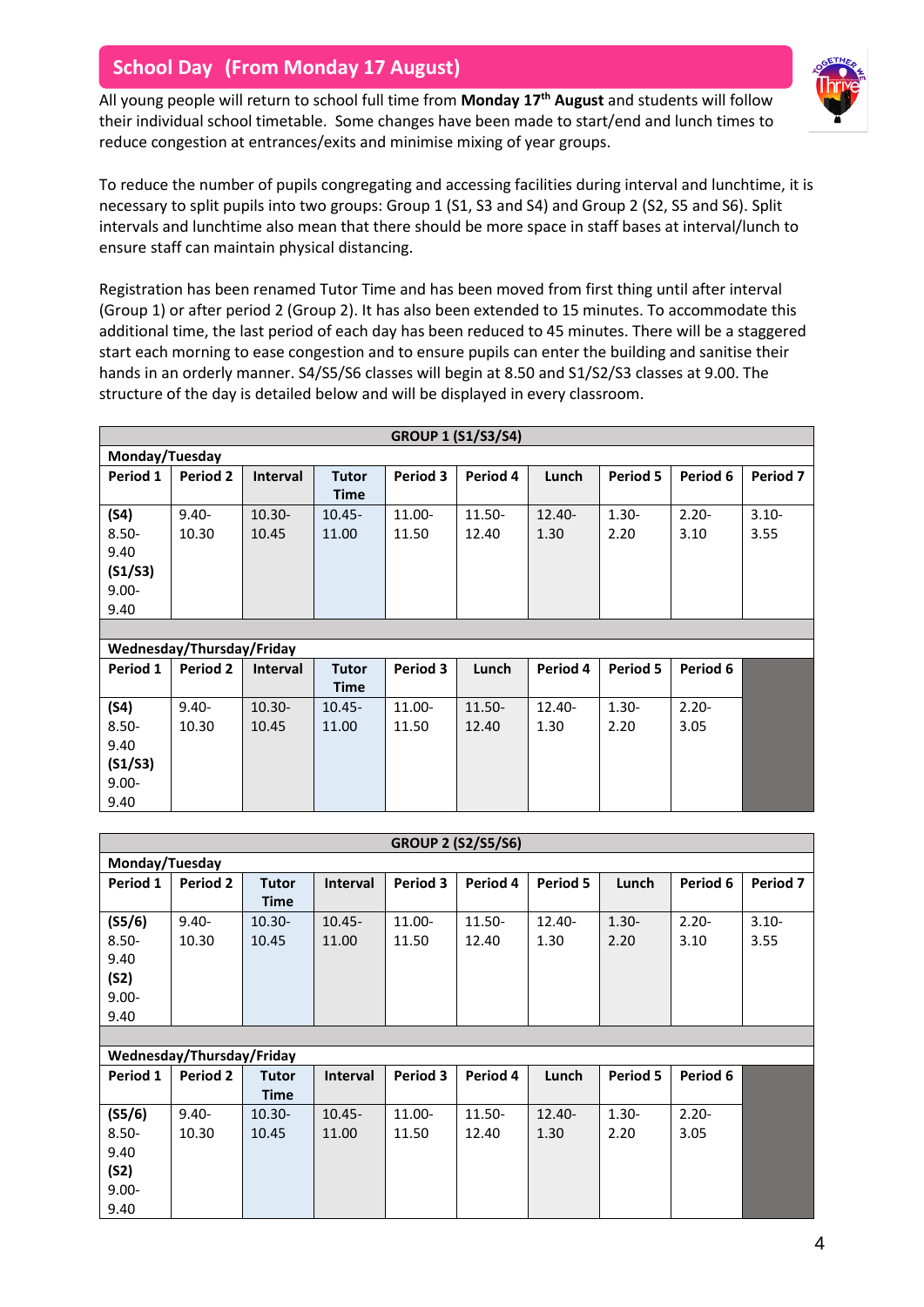## School Day (From Monday 17 August)

All young people will return to school full time from **Monday 17th August** and students will follow their individual school timetable. Some changes have been made to start/end and lunch times to reduce congestion at entrances/exits and minimise mixing of year groups.

To reduce the number of pupils congregating and accessing facilities during interval and lunchtime, it is necessary to split pupils into two groups: Group 1 (S1, S3 and S4) and Group 2 (S2, S5 and S6). Split intervals and lunchtime also mean that there should be more space in staff bases at interval/lunch to ensure staff can maintain physical distancing.

Registration has been renamed Tutor Time and has been moved from first thing until after interval (Group 1) or after period 2 (Group 2). It has also been extended to 15 minutes. To accommodate this additional time, the last period of each day has been reduced to 45 minutes. There will be a staggered start each morning to ease congestion and to ensure pupils can enter the building and sanitise their hands in an orderly manner. S4/S5/S6 classes will begin at 8.50 and S1/S2/S3 classes at 9.00. The structure of the day is detailed below and will be displayed in every classroom.

**GROUP 1 (S1/S3/S4)**

**Monday/Tuesday**

| Period 1 | Period 2 | Interval | Tutor Time | Period 3 | Period 4 | Lunch | Period 5 | Period 6 | Period 7 |
|---|---|---|---|---|---|---|---|---|---|
| **(S4)** 8.50-9.40 **(S1/S3)** 9.00-9.40 | 9.40-10.30 | 10.30-10.45 | 10.45-11.00 | 11.00-11.50 | 11.50-12.40 | 12.40-1.30 | 1.30-2.20 | 2.20-3.10 | 3.10-3.55 |

**Wednesday/Thursday/Friday**

| Period 1 | Period 2 | Interval | Tutor Time | Period 3 | Lunch | Period 4 | Period 5 | Period 6 | |
|---|---|---|---|---|---|---|---|---|---|
| **(S4)** 8.50-9.40 **(S1/S3)** 9.00-9.40 | 9.40-10.30 | 10.30-10.45 | 10.45-11.00 | 11.00-11.50 | 11.50-12.40 | 12.40-1.30 | 1.30-2.20 | 2.20-3.05 | |

**GROUP 2 (S2/S5/S6)**

**Monday/Tuesday**

| Period 1 | Period 2 | Tutor Time | Interval | Period 3 | Period 4 | Period 5 | Lunch | Period 6 | Period 7 |
|---|---|---|---|---|---|---|---|---|---|
| **(S5/6)** 8.50-9.40 **(S2)** 9.00-9.40 | 9.40-10.30 | 10.30-10.45 | 10.45-11.00 | 11.00-11.50 | 11.50-12.40 | 12.40-1.30 | 1.30-2.20 | 2.20-3.10 | 3.10-3.55 |

**Wednesday/Thursday/Friday**

| Period 1 | Period 2 | Tutor Time | Interval | Period 3 | Period 4 | Lunch | Period 5 | Period 6 | |
|---|---|---|---|---|---|---|---|---|---|
| **(S5/6)** 8.50-9.40 **(S2)** 9.00-9.40 | 9.40-10.30 | 10.30-10.45 | 10.45-11.00 | 11.00-11.50 | 11.50-12.40 | 12.40-1.30 | 1.30-2.20 | 2.20-3.05 | |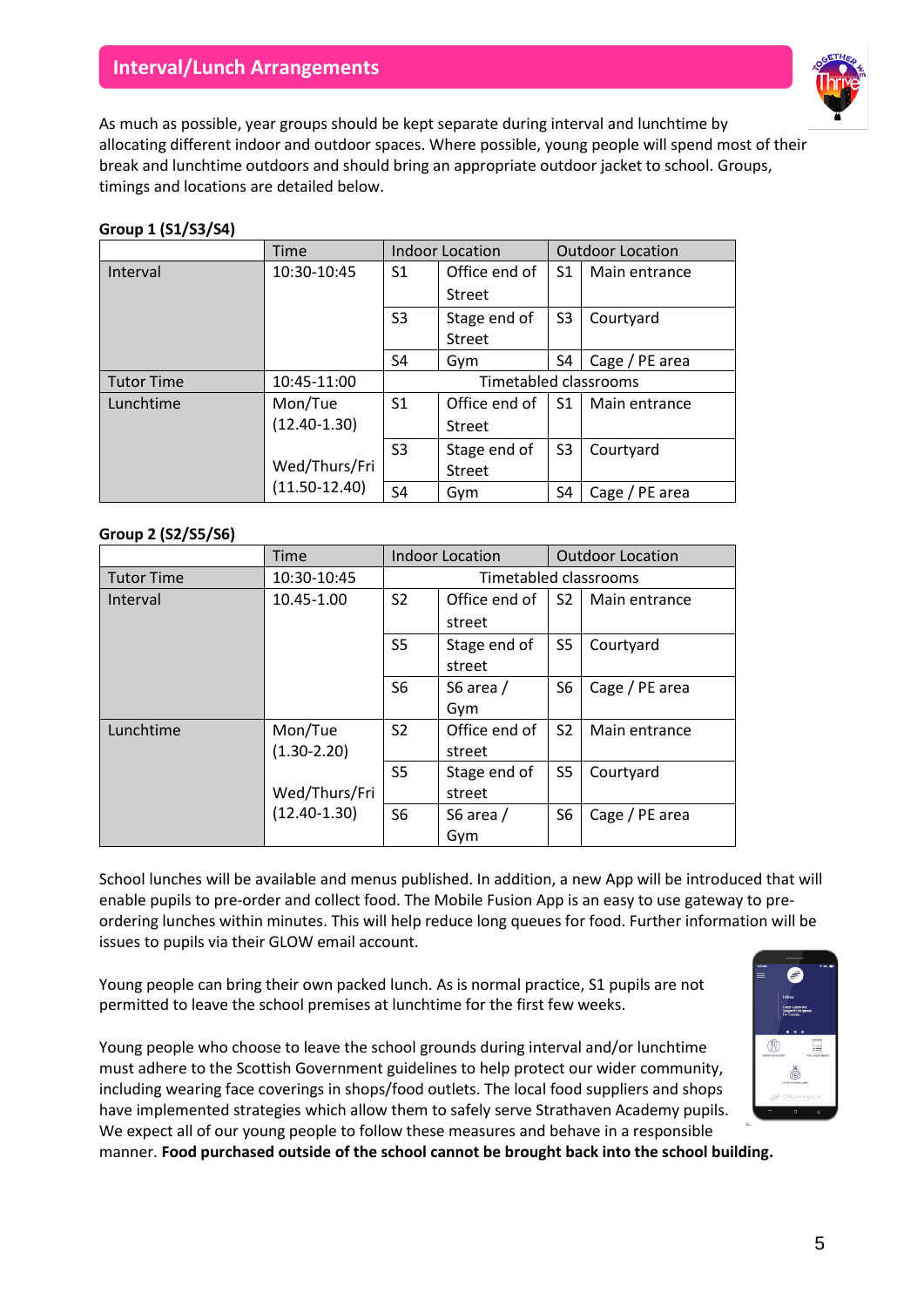## Interval/Lunch Arrangements

As much as possible, year groups should be kept separate during interval and lunchtime by allocating different indoor and outdoor spaces. Where possible, young people will spend most of their break and lunchtime outdoors and should bring an appropriate outdoor jacket to school. Groups, timings and locations are detailed below.

**Group 1 (S1/S3/S4)**

| | Time | Indoor Location | | Outdoor Location | |
|---|---|---|---|---|---|
| Interval | 10:30-10:45 | S1 | Office end of Street | S1 | Main entrance |
| | | S3 | Stage end of Street | S3 | Courtyard |
| | | S4 | Gym | S4 | Cage / PE area |
| Tutor Time | 10:45-11:00 | Timetabled classrooms | | | |
| Lunchtime | Mon/Tue (12.40-1.30) | S1 | Office end of Street | S1 | Main entrance |
| | Wed/Thurs/Fri (11.50-12.40) | S3 | Stage end of Street | S3 | Courtyard |
| | | S4 | Gym | S4 | Cage / PE area |

**Group 2 (S2/S5/S6)**

| | Time | Indoor Location | | Outdoor Location | |
|---|---|---|---|---|---|
| Tutor Time | 10:30-10:45 | Timetabled classrooms | | | |
| Interval | 10.45-1.00 | S2 | Office end of street | S2 | Main entrance |
| | | S5 | Stage end of street | S5 | Courtyard |
| | | S6 | S6 area / Gym | S6 | Cage / PE area |
| Lunchtime | Mon/Tue (1.30-2.20) | S2 | Office end of street | S2 | Main entrance |
| | Wed/Thurs/Fri (12.40-1.30) | S5 | Stage end of street | S5 | Courtyard |
| | | S6 | S6 area / Gym | S6 | Cage / PE area |

School lunches will be available and menus published. In addition, a new App will be introduced that will enable pupils to pre-order and collect food. The Mobile Fusion App is an easy to use gateway to pre-ordering lunches within minutes. This will help reduce long queues for food. Further information will be issues to pupils via their GLOW email account.

Young people can bring their own packed lunch. As is normal practice, S1 pupils are not permitted to leave the school premises at lunchtime for the first few weeks.

Young people who choose to leave the school grounds during interval and/or lunchtime must adhere to the Scottish Government guidelines to help protect our wider community, including wearing face coverings in shops/food outlets. The local food suppliers and shops have implemented strategies which allow them to safely serve Strathaven Academy pupils. We expect all of our young people to follow these measures and behave in a responsible manner. **Food purchased outside of the school cannot be brought back into the school building.**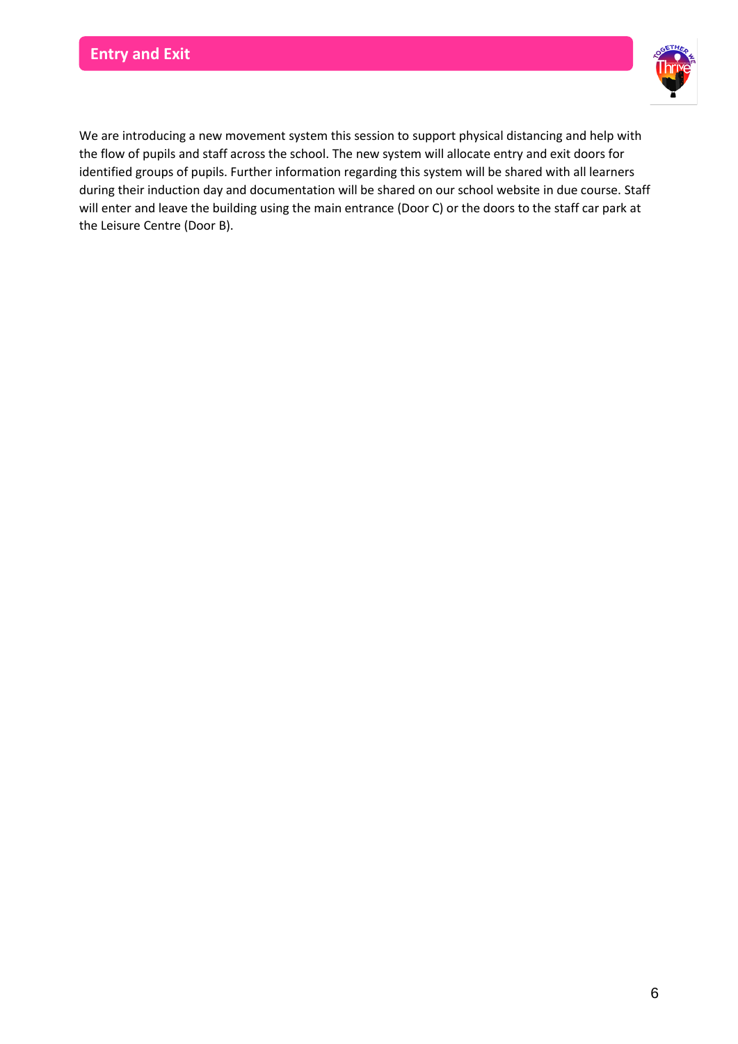## Entry and Exit

We are introducing a new movement system this session to support physical distancing and help with the flow of pupils and staff across the school. The new system will allocate entry and exit doors for identified groups of pupils. Further information regarding this system will be shared with all learners during their induction day and documentation will be shared on our school website in due course. Staff will enter and leave the building using the main entrance (Door C) or the doors to the staff car park at the Leisure Centre (Door B).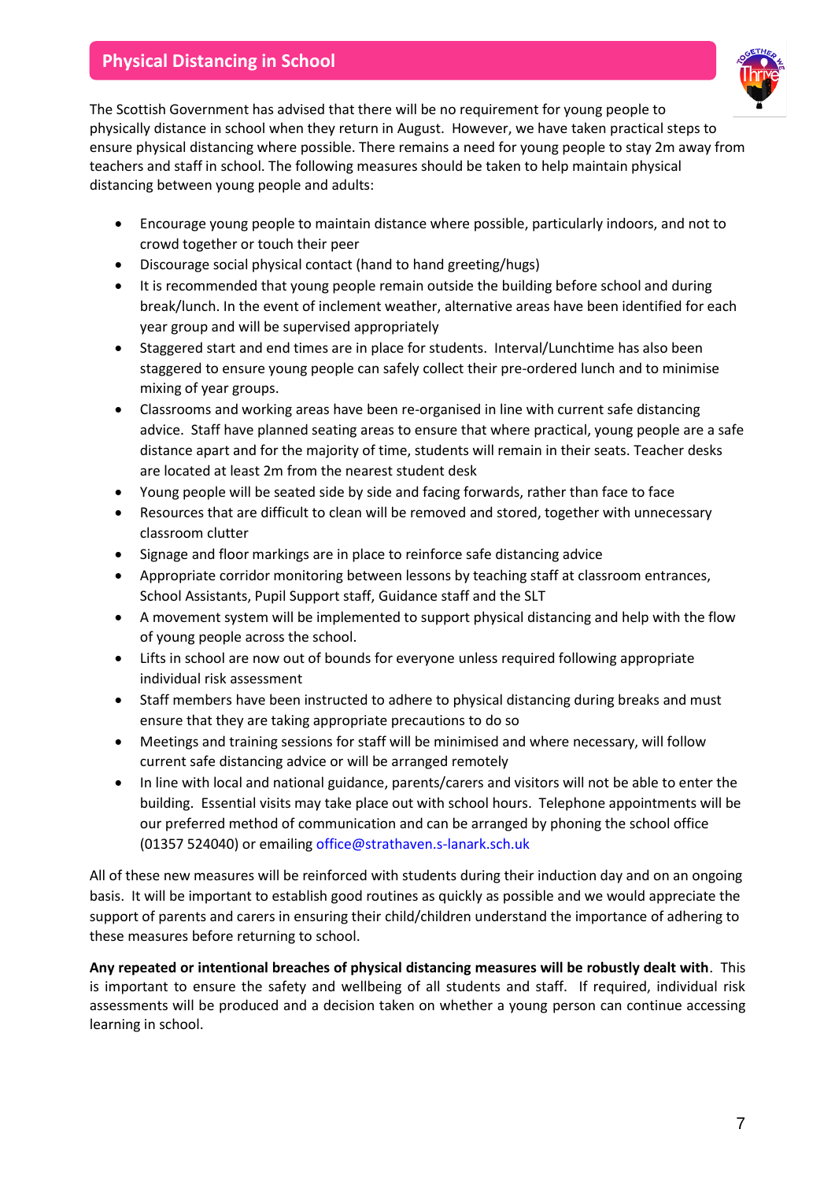## Physical Distancing in School

The Scottish Government has advised that there will be no requirement for young people to physically distance in school when they return in August. However, we have taken practical steps to ensure physical distancing where possible. There remains a need for young people to stay 2m away from teachers and staff in school. The following measures should be taken to help maintain physical distancing between young people and adults:

- Encourage young people to maintain distance where possible, particularly indoors, and not to crowd together or touch their peer
- Discourage social physical contact (hand to hand greeting/hugs)
- It is recommended that young people remain outside the building before school and during break/lunch. In the event of inclement weather, alternative areas have been identified for each year group and will be supervised appropriately
- Staggered start and end times are in place for students. Interval/Lunchtime has also been staggered to ensure young people can safely collect their pre-ordered lunch and to minimise mixing of year groups.
- Classrooms and working areas have been re-organised in line with current safe distancing advice. Staff have planned seating areas to ensure that where practical, young people are a safe distance apart and for the majority of time, students will remain in their seats. Teacher desks are located at least 2m from the nearest student desk
- Young people will be seated side by side and facing forwards, rather than face to face
- Resources that are difficult to clean will be removed and stored, together with unnecessary classroom clutter
- Signage and floor markings are in place to reinforce safe distancing advice
- Appropriate corridor monitoring between lessons by teaching staff at classroom entrances, School Assistants, Pupil Support staff, Guidance staff and the SLT
- A movement system will be implemented to support physical distancing and help with the flow of young people across the school.
- Lifts in school are now out of bounds for everyone unless required following appropriate individual risk assessment
- Staff members have been instructed to adhere to physical distancing during breaks and must ensure that they are taking appropriate precautions to do so
- Meetings and training sessions for staff will be minimised and where necessary, will follow current safe distancing advice or will be arranged remotely
- In line with local and national guidance, parents/carers and visitors will not be able to enter the building. Essential visits may take place out with school hours. Telephone appointments will be our preferred method of communication and can be arranged by phoning the school office (01357 524040) or emailing office@strathaven.s-lanark.sch.uk

All of these new measures will be reinforced with students during their induction day and on an ongoing basis. It will be important to establish good routines as quickly as possible and we would appreciate the support of parents and carers in ensuring their child/children understand the importance of adhering to these measures before returning to school.

**Any repeated or intentional breaches of physical distancing measures will be robustly dealt with**. This is important to ensure the safety and wellbeing of all students and staff. If required, individual risk assessments will be produced and a decision taken on whether a young person can continue accessing learning in school.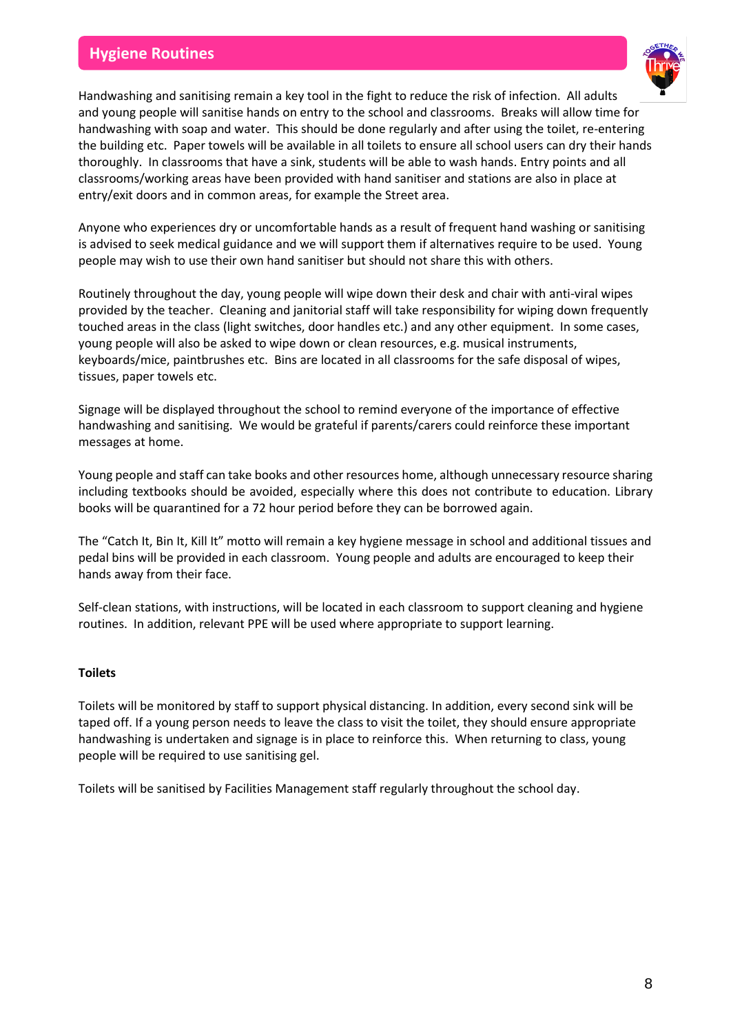## Hygiene Routines

Handwashing and sanitising remain a key tool in the fight to reduce the risk of infection. All adults and young people will sanitise hands on entry to the school and classrooms. Breaks will allow time for handwashing with soap and water. This should be done regularly and after using the toilet, re-entering the building etc. Paper towels will be available in all toilets to ensure all school users can dry their hands thoroughly. In classrooms that have a sink, students will be able to wash hands. Entry points and all classrooms/working areas have been provided with hand sanitiser and stations are also in place at entry/exit doors and in common areas, for example the Street area.

Anyone who experiences dry or uncomfortable hands as a result of frequent hand washing or sanitising is advised to seek medical guidance and we will support them if alternatives require to be used. Young people may wish to use their own hand sanitiser but should not share this with others.

Routinely throughout the day, young people will wipe down their desk and chair with anti-viral wipes provided by the teacher. Cleaning and janitorial staff will take responsibility for wiping down frequently touched areas in the class (light switches, door handles etc.) and any other equipment. In some cases, young people will also be asked to wipe down or clean resources, e.g. musical instruments, keyboards/mice, paintbrushes etc. Bins are located in all classrooms for the safe disposal of wipes, tissues, paper towels etc.

Signage will be displayed throughout the school to remind everyone of the importance of effective handwashing and sanitising. We would be grateful if parents/carers could reinforce these important messages at home.

Young people and staff can take books and other resources home, although unnecessary resource sharing including textbooks should be avoided, especially where this does not contribute to education. Library books will be quarantined for a 72 hour period before they can be borrowed again.

The "Catch It, Bin It, Kill It" motto will remain a key hygiene message in school and additional tissues and pedal bins will be provided in each classroom. Young people and adults are encouraged to keep their hands away from their face.

Self-clean stations, with instructions, will be located in each classroom to support cleaning and hygiene routines. In addition, relevant PPE will be used where appropriate to support learning.

**Toilets**

Toilets will be monitored by staff to support physical distancing. In addition, every second sink will be taped off. If a young person needs to leave the class to visit the toilet, they should ensure appropriate handwashing is undertaken and signage is in place to reinforce this. When returning to class, young people will be required to use sanitising gel.

Toilets will be sanitised by Facilities Management staff regularly throughout the school day.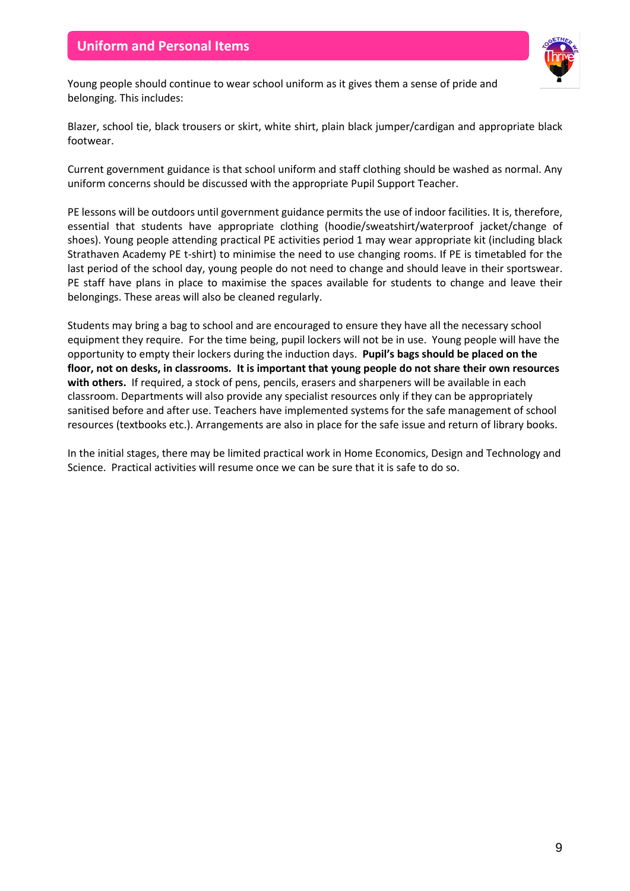## Uniform and Personal Items

Young people should continue to wear school uniform as it gives them a sense of pride and belonging. This includes:

Blazer, school tie, black trousers or skirt, white shirt, plain black jumper/cardigan and appropriate black footwear.

Current government guidance is that school uniform and staff clothing should be washed as normal. Any uniform concerns should be discussed with the appropriate Pupil Support Teacher.

PE lessons will be outdoors until government guidance permits the use of indoor facilities. It is, therefore, essential that students have appropriate clothing (hoodie/sweatshirt/waterproof jacket/change of shoes). Young people attending practical PE activities period 1 may wear appropriate kit (including black Strathaven Academy PE t-shirt) to minimise the need to use changing rooms. If PE is timetabled for the last period of the school day, young people do not need to change and should leave in their sportswear. PE staff have plans in place to maximise the spaces available for students to change and leave their belongings. These areas will also be cleaned regularly.

Students may bring a bag to school and are encouraged to ensure they have all the necessary school equipment they require. For the time being, pupil lockers will not be in use. Young people will have the opportunity to empty their lockers during the induction days. **Pupil's bags should be placed on the floor, not on desks, in classrooms. It is important that young people do not share their own resources with others.** If required, a stock of pens, pencils, erasers and sharpeners will be available in each classroom. Departments will also provide any specialist resources only if they can be appropriately sanitised before and after use. Teachers have implemented systems for the safe management of school resources (textbooks etc.). Arrangements are also in place for the safe issue and return of library books.

In the initial stages, there may be limited practical work in Home Economics, Design and Technology and Science. Practical activities will resume once we can be sure that it is safe to do so.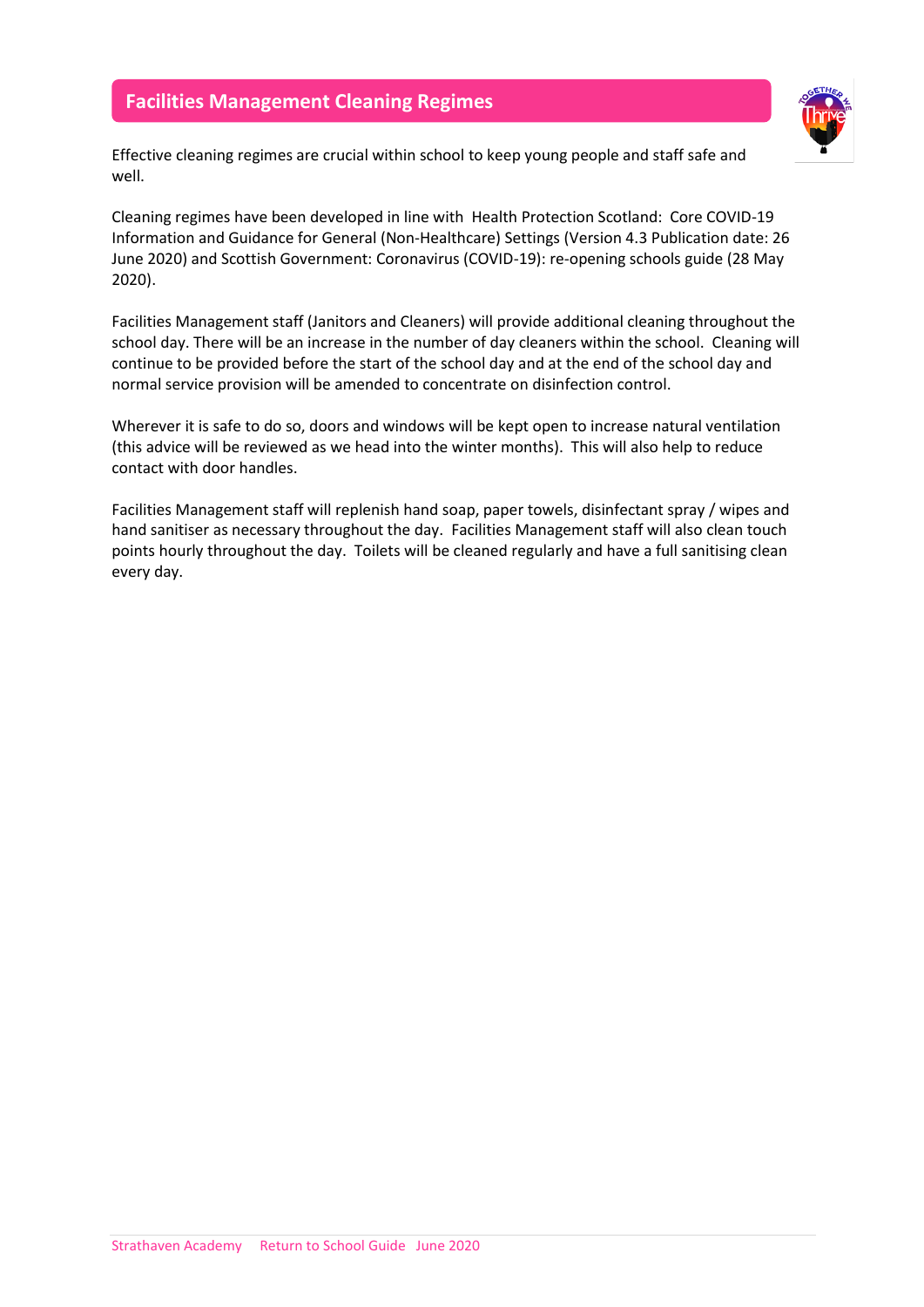## Facilities Management Cleaning Regimes

Effective cleaning regimes are crucial within school to keep young people and staff safe and well.

Cleaning regimes have been developed in line with Health Protection Scotland: Core COVID-19 Information and Guidance for General (Non-Healthcare) Settings (Version 4.3 Publication date: 26 June 2020) and Scottish Government: Coronavirus (COVID-19): re-opening schools guide (28 May 2020).

Facilities Management staff (Janitors and Cleaners) will provide additional cleaning throughout the school day. There will be an increase in the number of day cleaners within the school. Cleaning will continue to be provided before the start of the school day and at the end of the school day and normal service provision will be amended to concentrate on disinfection control.

Wherever it is safe to do so, doors and windows will be kept open to increase natural ventilation (this advice will be reviewed as we head into the winter months). This will also help to reduce contact with door handles.

Facilities Management staff will replenish hand soap, paper towels, disinfectant spray / wipes and hand sanitiser as necessary throughout the day. Facilities Management staff will also clean touch points hourly throughout the day. Toilets will be cleaned regularly and have a full sanitising clean every day.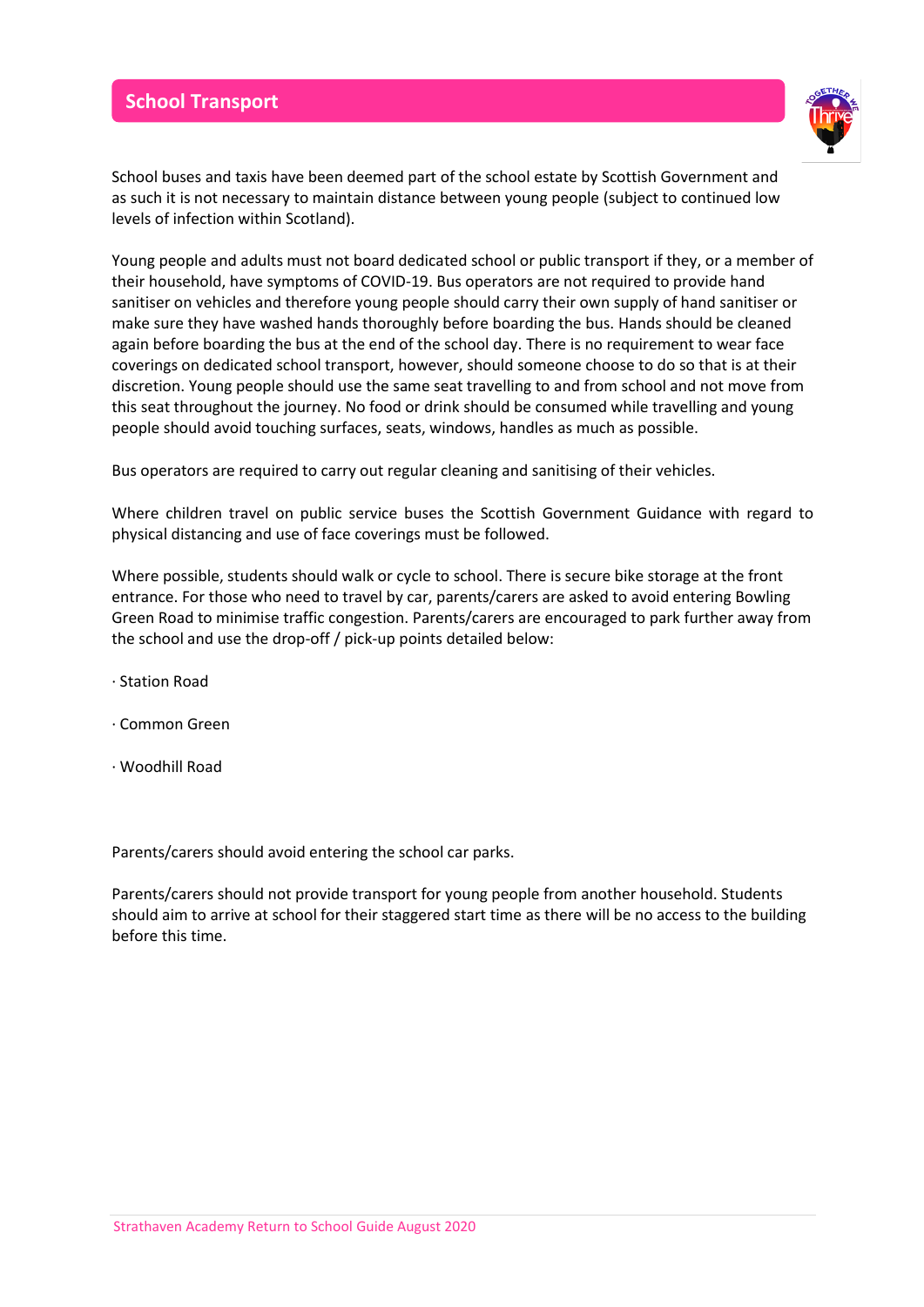## School Transport

School buses and taxis have been deemed part of the school estate by Scottish Government and as such it is not necessary to maintain distance between young people (subject to continued low levels of infection within Scotland).

Young people and adults must not board dedicated school or public transport if they, or a member of their household, have symptoms of COVID-19. Bus operators are not required to provide hand sanitiser on vehicles and therefore young people should carry their own supply of hand sanitiser or make sure they have washed hands thoroughly before boarding the bus. Hands should be cleaned again before boarding the bus at the end of the school day. There is no requirement to wear face coverings on dedicated school transport, however, should someone choose to do so that is at their discretion. Young people should use the same seat travelling to and from school and not move from this seat throughout the journey. No food or drink should be consumed while travelling and young people should avoid touching surfaces, seats, windows, handles as much as possible.

Bus operators are required to carry out regular cleaning and sanitising of their vehicles.

Where children travel on public service buses the Scottish Government Guidance with regard to physical distancing and use of face coverings must be followed.

Where possible, students should walk or cycle to school. There is secure bike storage at the front entrance. For those who need to travel by car, parents/carers are asked to avoid entering Bowling Green Road to minimise traffic congestion. Parents/carers are encouraged to park further away from the school and use the drop-off / pick-up points detailed below:

- Station Road
- Common Green
- Woodhill Road

Parents/carers should avoid entering the school car parks.

Parents/carers should not provide transport for young people from another household. Students should aim to arrive at school for their staggered start time as there will be no access to the building before this time.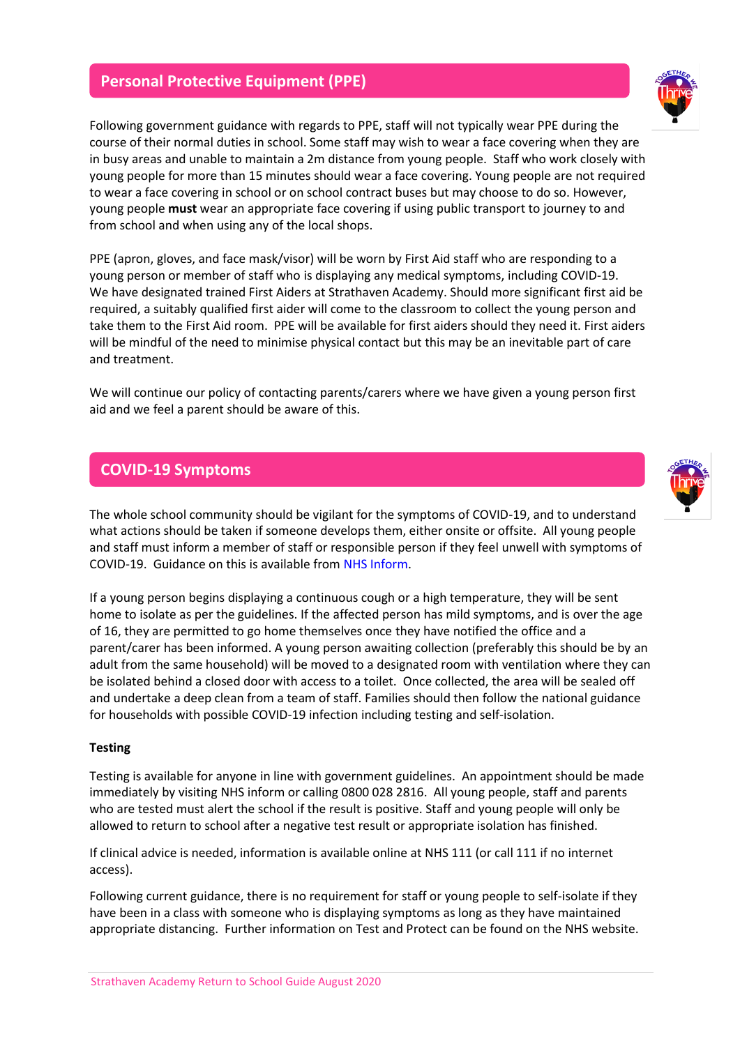## Personal Protective Equipment (PPE)

Following government guidance with regards to PPE, staff will not typically wear PPE during the course of their normal duties in school. Some staff may wish to wear a face covering when they are in busy areas and unable to maintain a 2m distance from young people. Staff who work closely with young people for more than 15 minutes should wear a face covering. Young people are not required to wear a face covering in school or on school contract buses but may choose to do so. However, young people **must** wear an appropriate face covering if using public transport to journey to and from school and when using any of the local shops.

PPE (apron, gloves, and face mask/visor) will be worn by First Aid staff who are responding to a young person or member of staff who is displaying any medical symptoms, including COVID-19. We have designated trained First Aiders at Strathaven Academy. Should more significant first aid be required, a suitably qualified first aider will come to the classroom to collect the young person and take them to the First Aid room. PPE will be available for first aiders should they need it. First aiders will be mindful of the need to minimise physical contact but this may be an inevitable part of care and treatment.

We will continue our policy of contacting parents/carers where we have given a young person first aid and we feel a parent should be aware of this.

## COVID-19 Symptoms

The whole school community should be vigilant for the symptoms of COVID-19, and to understand what actions should be taken if someone develops them, either onsite or offsite. All young people and staff must inform a member of staff or responsible person if they feel unwell with symptoms of COVID-19. Guidance on this is available from NHS Inform.

If a young person begins displaying a continuous cough or a high temperature, they will be sent home to isolate as per the guidelines. If the affected person has mild symptoms, and is over the age of 16, they are permitted to go home themselves once they have notified the office and a parent/carer has been informed. A young person awaiting collection (preferably this should be by an adult from the same household) will be moved to a designated room with ventilation where they can be isolated behind a closed door with access to a toilet. Once collected, the area will be sealed off and undertake a deep clean from a team of staff. Families should then follow the national guidance for households with possible COVID-19 infection including testing and self-isolation.

**Testing**

Testing is available for anyone in line with government guidelines. An appointment should be made immediately by visiting NHS inform or calling 0800 028 2816. All young people, staff and parents who are tested must alert the school if the result is positive. Staff and young people will only be allowed to return to school after a negative test result or appropriate isolation has finished.

If clinical advice is needed, information is available online at NHS 111 (or call 111 if no internet access).

Following current guidance, there is no requirement for staff or young people to self-isolate if they have been in a class with someone who is displaying symptoms as long as they have maintained appropriate distancing. Further information on Test and Protect can be found on the NHS website.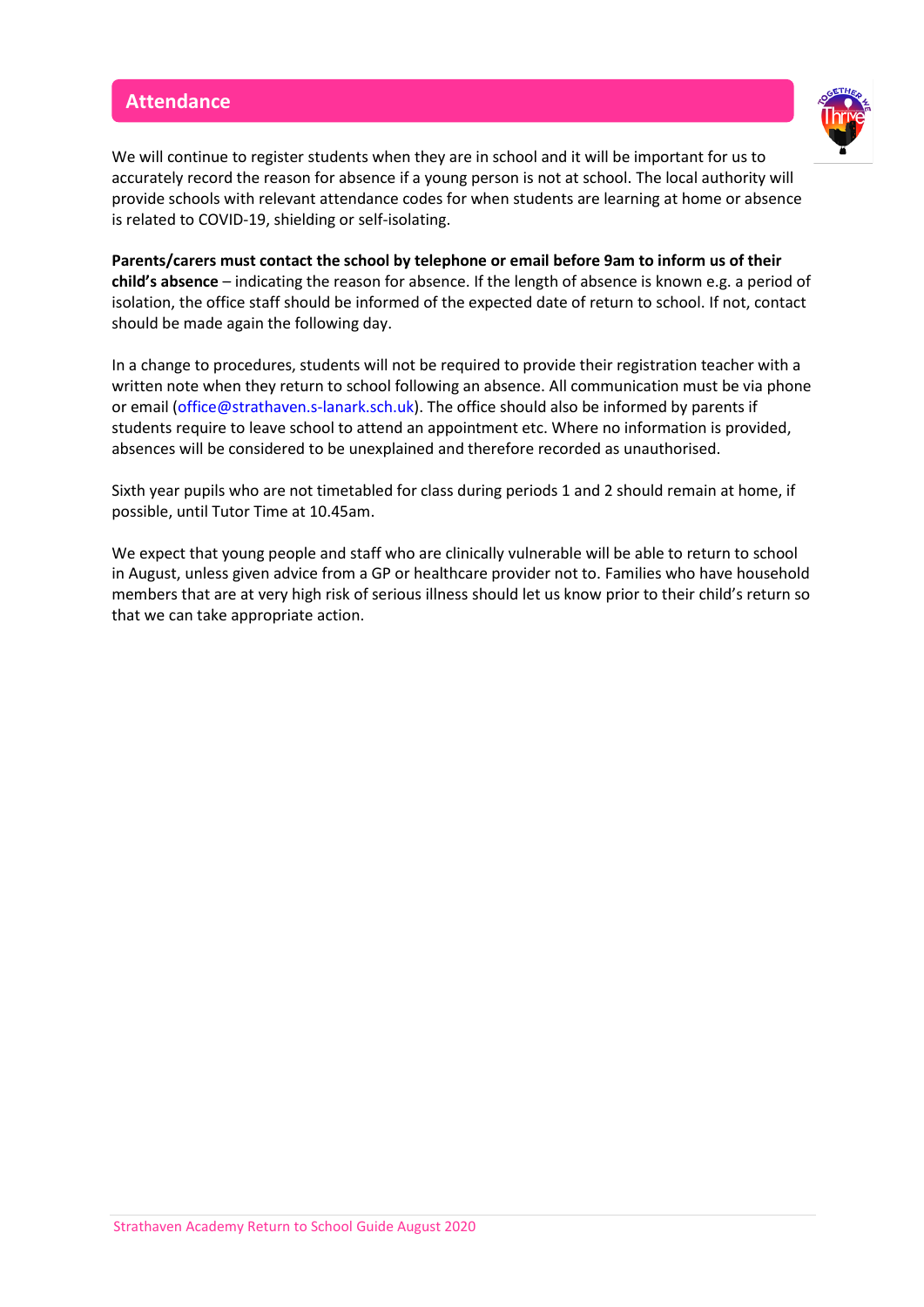## Attendance

We will continue to register students when they are in school and it will be important for us to accurately record the reason for absence if a young person is not at school. The local authority will provide schools with relevant attendance codes for when students are learning at home or absence is related to COVID-19, shielding or self-isolating.

**Parents/carers must contact the school by telephone or email before 9am to inform us of their child's absence** – indicating the reason for absence. If the length of absence is known e.g. a period of isolation, the office staff should be informed of the expected date of return to school. If not, contact should be made again the following day.

In a change to procedures, students will not be required to provide their registration teacher with a written note when they return to school following an absence. All communication must be via phone or email (office@strathaven.s-lanark.sch.uk). The office should also be informed by parents if students require to leave school to attend an appointment etc. Where no information is provided, absences will be considered to be unexplained and therefore recorded as unauthorised.

Sixth year pupils who are not timetabled for class during periods 1 and 2 should remain at home, if possible, until Tutor Time at 10.45am.

We expect that young people and staff who are clinically vulnerable will be able to return to school in August, unless given advice from a GP or healthcare provider not to. Families who have household members that are at very high risk of serious illness should let us know prior to their child's return so that we can take appropriate action.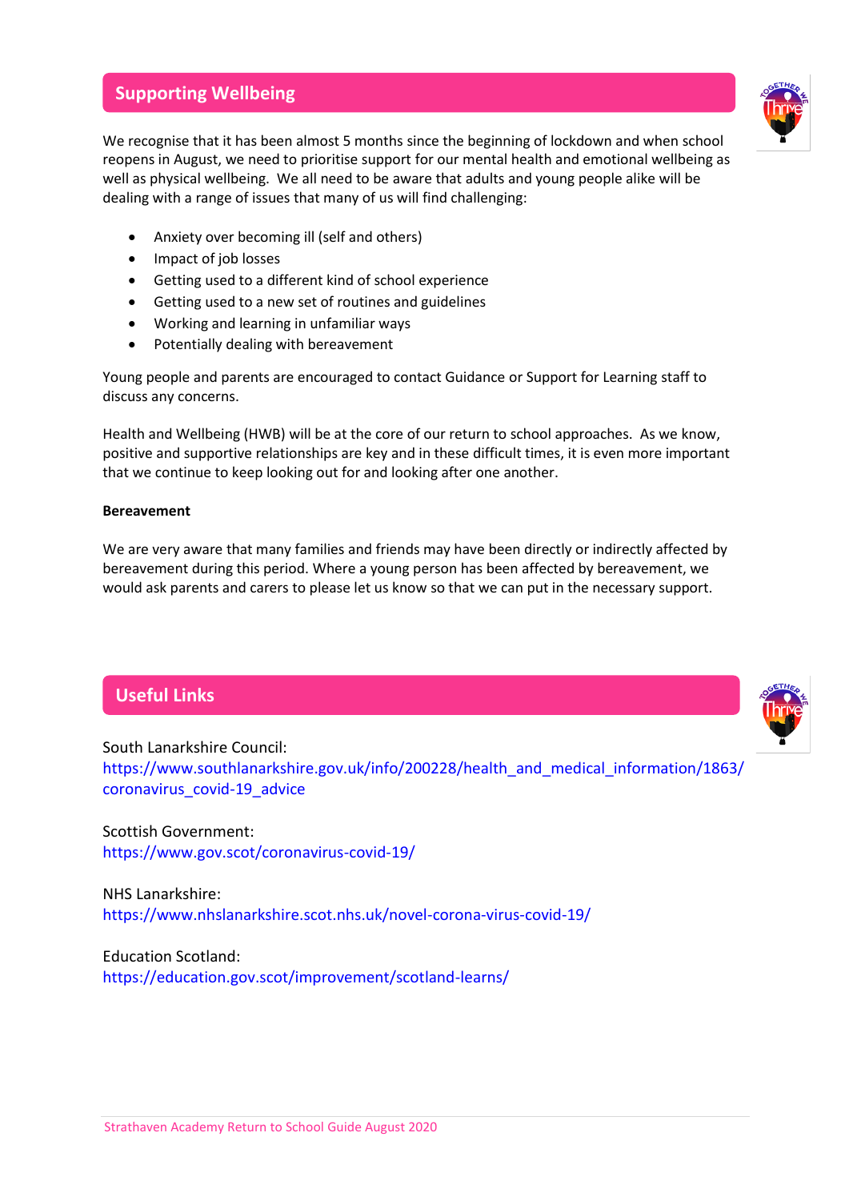## Supporting Wellbeing

We recognise that it has been almost 5 months since the beginning of lockdown and when school reopens in August, we need to prioritise support for our mental health and emotional wellbeing as well as physical wellbeing. We all need to be aware that adults and young people alike will be dealing with a range of issues that many of us will find challenging:

- Anxiety over becoming ill (self and others)
- Impact of job losses
- Getting used to a different kind of school experience
- Getting used to a new set of routines and guidelines
- Working and learning in unfamiliar ways
- Potentially dealing with bereavement

Young people and parents are encouraged to contact Guidance or Support for Learning staff to discuss any concerns.

Health and Wellbeing (HWB) will be at the core of our return to school approaches. As we know, positive and supportive relationships are key and in these difficult times, it is even more important that we continue to keep looking out for and looking after one another.

**Bereavement**

We are very aware that many families and friends may have been directly or indirectly affected by bereavement during this period. Where a young person has been affected by bereavement, we would ask parents and carers to please let us know so that we can put in the necessary support.

## Useful Links

South Lanarkshire Council:
https://www.southlanarkshire.gov.uk/info/200228/health_and_medical_information/1863/coronavirus_covid-19_advice

Scottish Government:
https://www.gov.scot/coronavirus-covid-19/

NHS Lanarkshire:
https://www.nhslanarkshire.scot.nhs.uk/novel-corona-virus-covid-19/

Education Scotland:
https://education.gov.scot/improvement/scotland-learns/